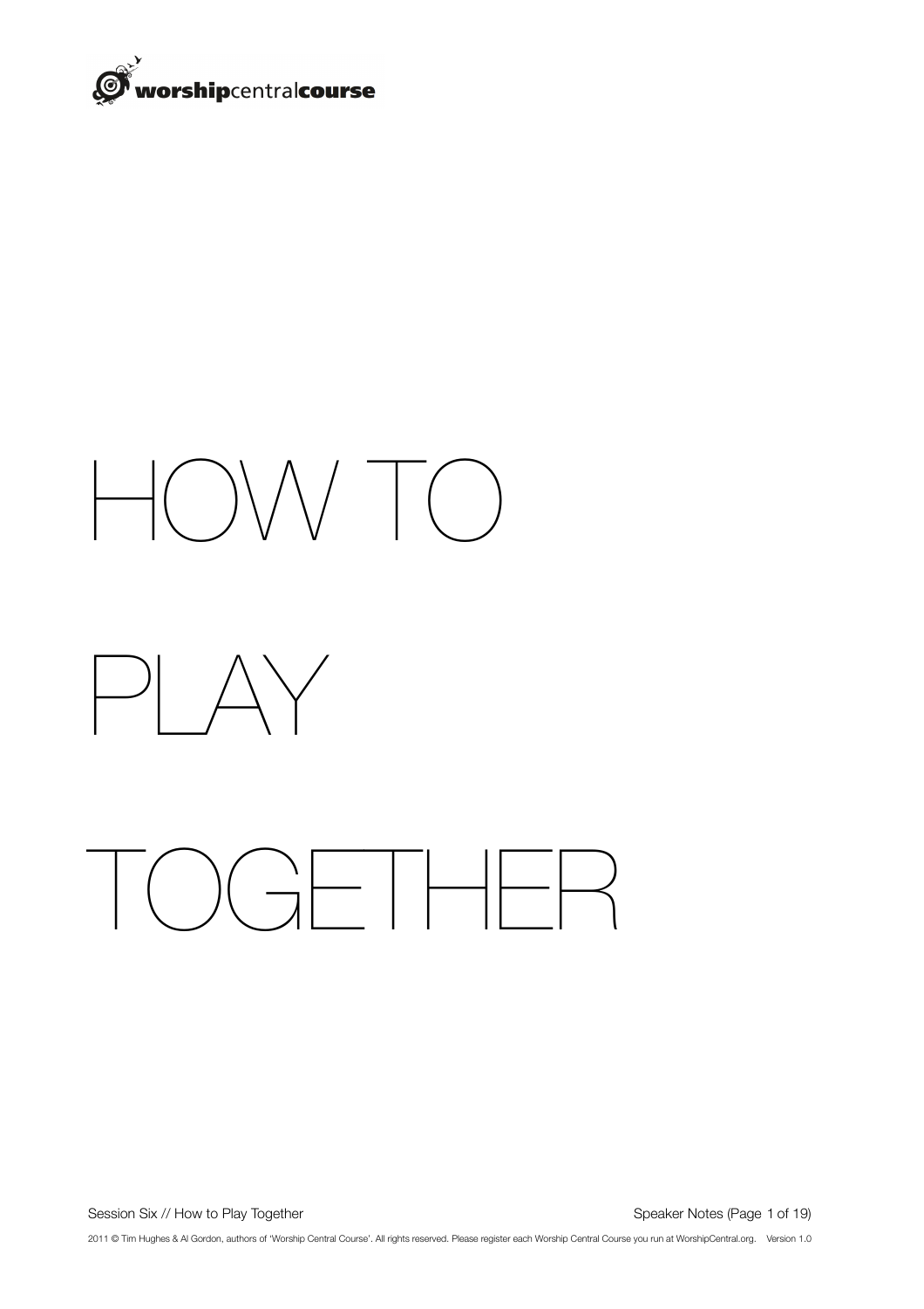# HOW TO PLAY TOGETHER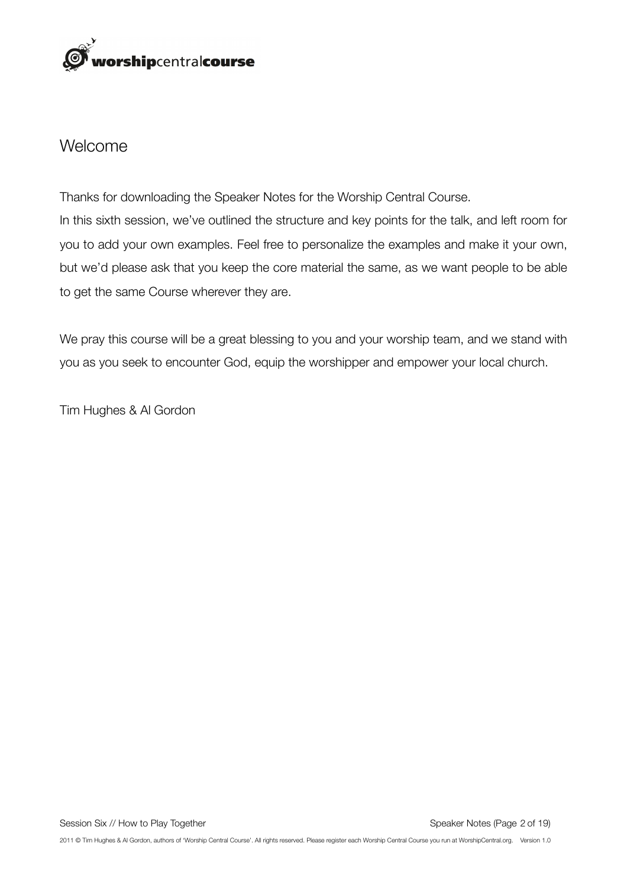# Welcome

Thanks for downloading the Speaker Notes for the Worship Central Course.
In this sixth session, we've outlined the structure and key points for the talk, and left room for you to add your own examples. Feel free to personalize the examples and make it your own, but we'd please ask that you keep the core material the same, as we want people to be able to get the same Course wherever they are.

We pray this course will be a great blessing to you and your worship team, and we stand with you as you seek to encounter God, equip the worshipper and empower your local church.

Tim Hughes & Al Gordon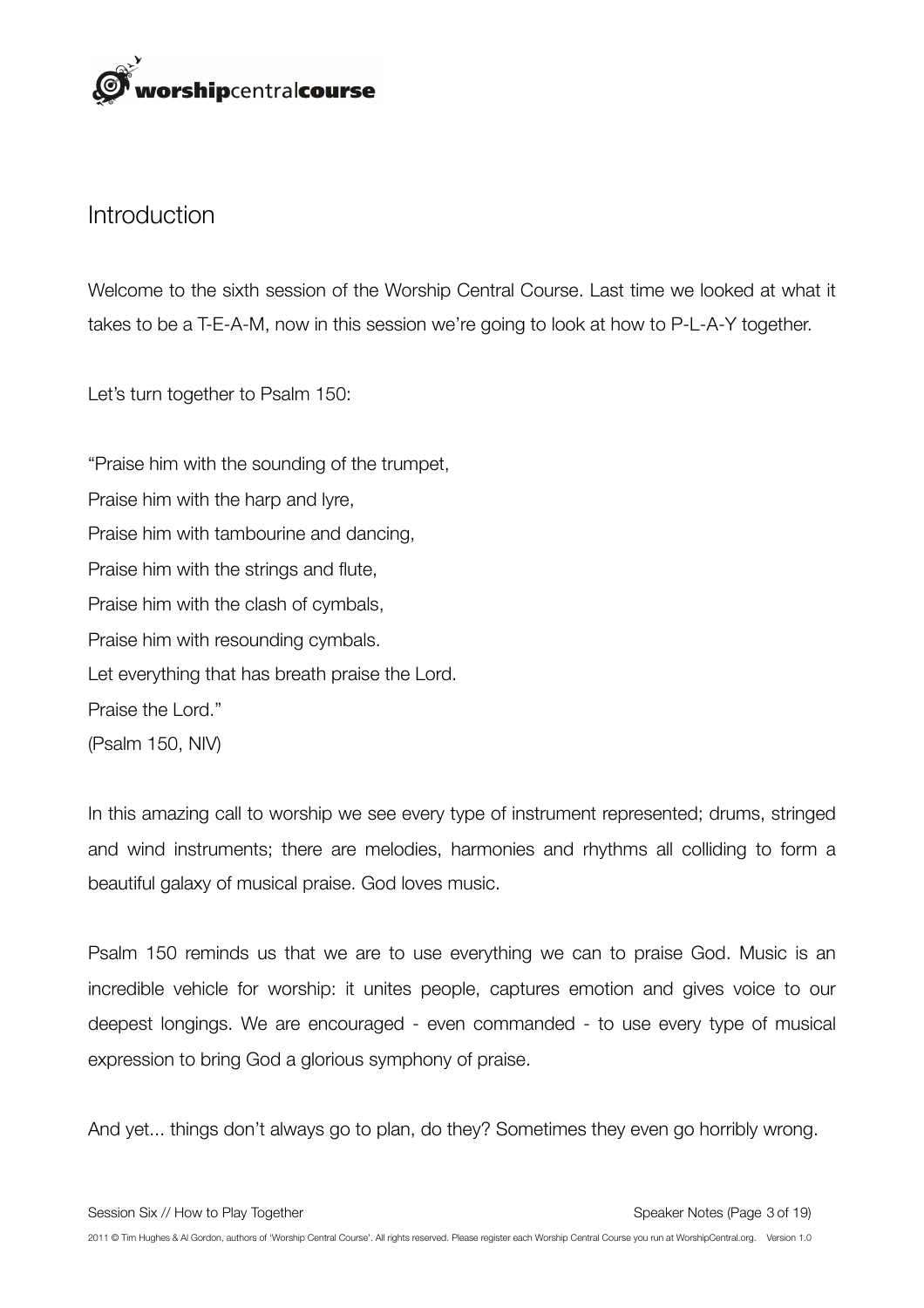## Introduction

Welcome to the sixth session of the Worship Central Course. Last time we looked at what it takes to be a T-E-A-M, now in this session we're going to look at how to P-L-A-Y together.

Let's turn together to Psalm 150:

"Praise him with the sounding of the trumpet,
Praise him with the harp and lyre,
Praise him with tambourine and dancing,
Praise him with the strings and flute,
Praise him with the clash of cymbals,
Praise him with resounding cymbals.
Let everything that has breath praise the Lord.
Praise the Lord."
(Psalm 150, NIV)

In this amazing call to worship we see every type of instrument represented; drums, stringed and wind instruments; there are melodies, harmonies and rhythms all colliding to form a beautiful galaxy of musical praise. God loves music.

Psalm 150 reminds us that we are to use everything we can to praise God. Music is an incredible vehicle for worship: it unites people, captures emotion and gives voice to our deepest longings. We are encouraged - even commanded - to use every type of musical expression to bring God a glorious symphony of praise.

And yet... things don't always go to plan, do they? Sometimes they even go horribly wrong.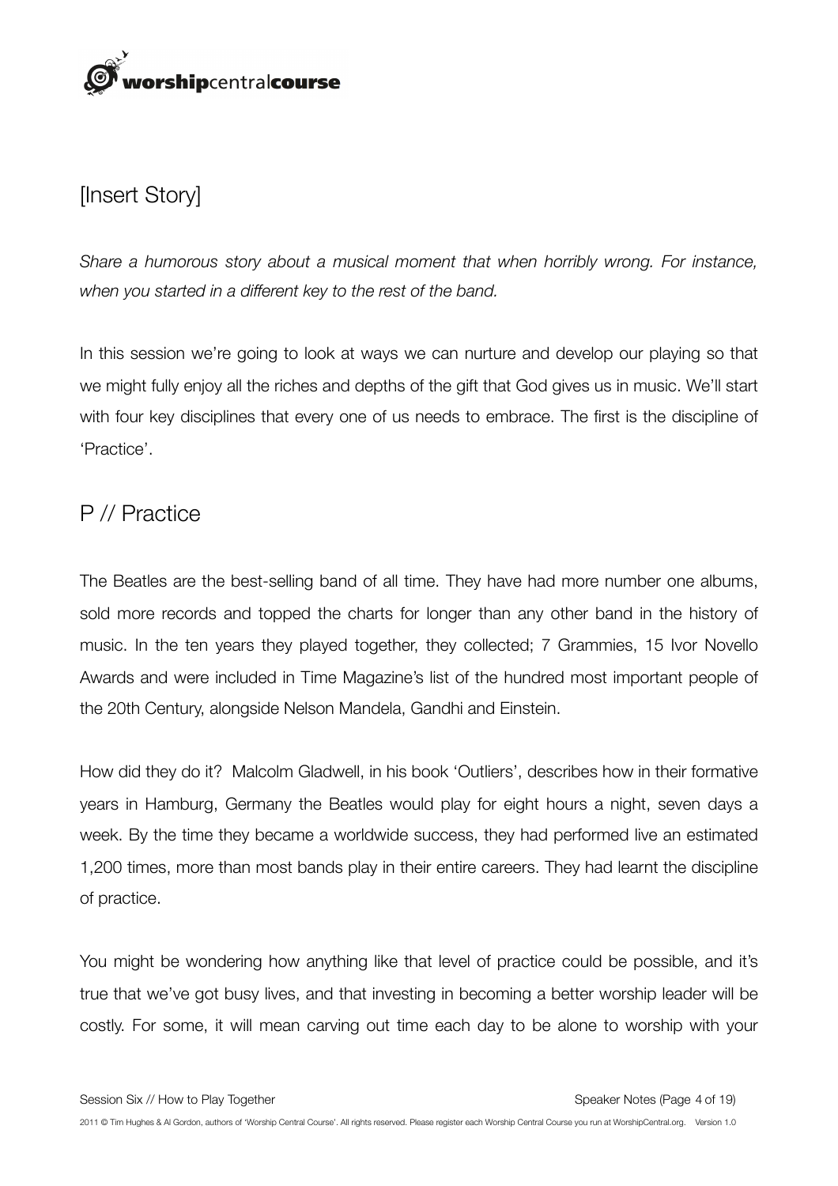## [Insert Story]

*Share a humorous story about a musical moment that when horribly wrong. For instance, when you started in a different key to the rest of the band.*

In this session we're going to look at ways we can nurture and develop our playing so that we might fully enjoy all the riches and depths of the gift that God gives us in music. We'll start with four key disciplines that every one of us needs to embrace. The first is the discipline of 'Practice'.

## P // Practice

The Beatles are the best-selling band of all time. They have had more number one albums, sold more records and topped the charts for longer than any other band in the history of music. In the ten years they played together, they collected; 7 Grammies, 15 Ivor Novello Awards and were included in Time Magazine's list of the hundred most important people of the 20th Century, alongside Nelson Mandela, Gandhi and Einstein.

How did they do it? Malcolm Gladwell, in his book 'Outliers', describes how in their formative years in Hamburg, Germany the Beatles would play for eight hours a night, seven days a week. By the time they became a worldwide success, they had performed live an estimated 1,200 times, more than most bands play in their entire careers. They had learnt the discipline of practice.

You might be wondering how anything like that level of practice could be possible, and it's true that we've got busy lives, and that investing in becoming a better worship leader will be costly. For some, it will mean carving out time each day to be alone to worship with your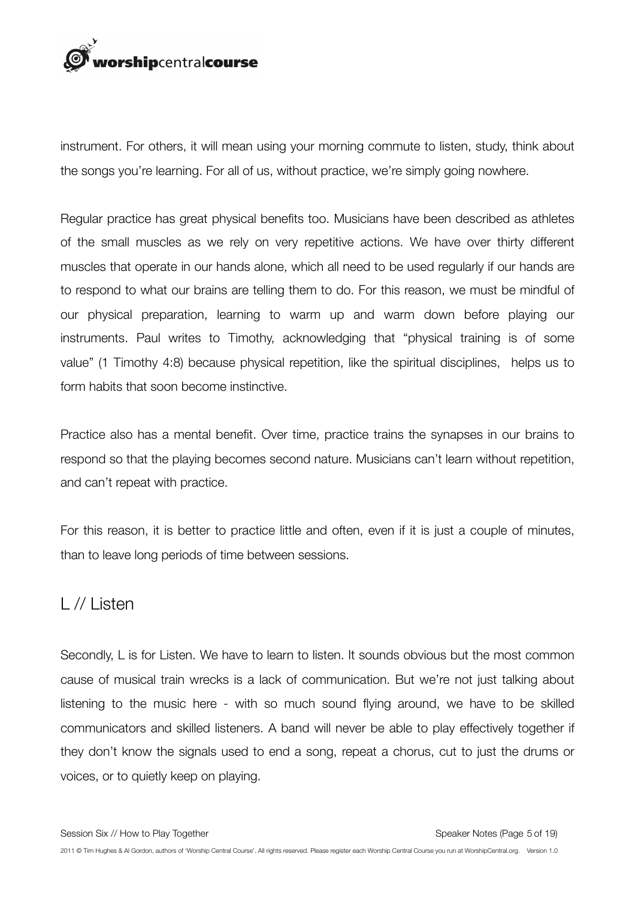instrument. For others, it will mean using your morning commute to listen, study, think about the songs you're learning. For all of us, without practice, we're simply going nowhere.

Regular practice has great physical benefits too. Musicians have been described as athletes of the small muscles as we rely on very repetitive actions. We have over thirty different muscles that operate in our hands alone, which all need to be used regularly if our hands are to respond to what our brains are telling them to do. For this reason, we must be mindful of our physical preparation, learning to warm up and warm down before playing our instruments. Paul writes to Timothy, acknowledging that "physical training is of some value" (1 Timothy 4:8) because physical repetition, like the spiritual disciplines, helps us to form habits that soon become instinctive.

Practice also has a mental benefit. Over time, practice trains the synapses in our brains to respond so that the playing becomes second nature. Musicians can't learn without repetition, and can't repeat with practice.

For this reason, it is better to practice little and often, even if it is just a couple of minutes, than to leave long periods of time between sessions.

## L // Listen

Secondly, L is for Listen. We have to learn to listen. It sounds obvious but the most common cause of musical train wrecks is a lack of communication. But we're not just talking about listening to the music here - with so much sound flying around, we have to be skilled communicators and skilled listeners. A band will never be able to play effectively together if they don't know the signals used to end a song, repeat a chorus, cut to just the drums or voices, or to quietly keep on playing.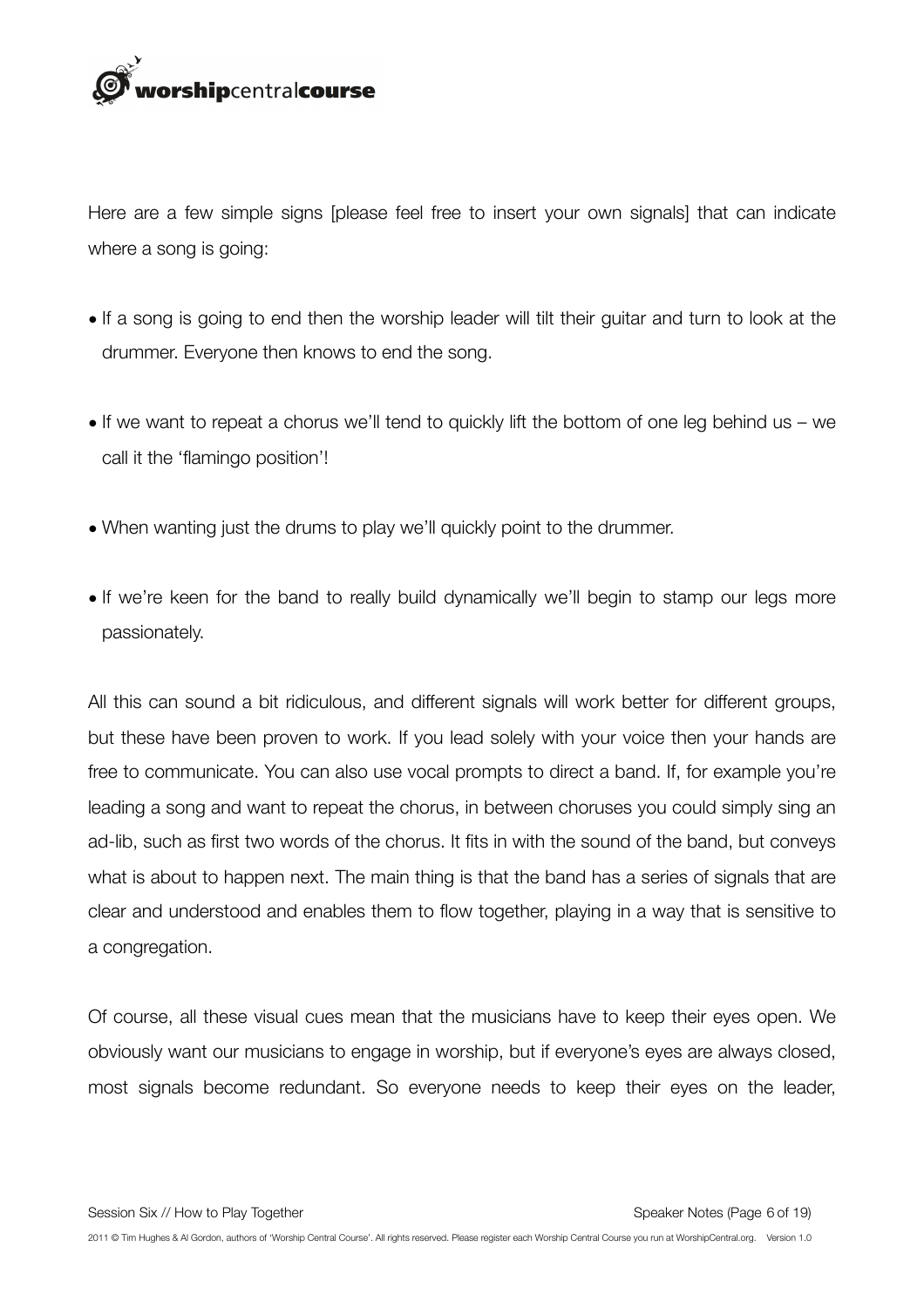Here are a few simple signs [please feel free to insert your own signals] that can indicate where a song is going:

- If a song is going to end then the worship leader will tilt their guitar and turn to look at the drummer. Everyone then knows to end the song.
- If we want to repeat a chorus we'll tend to quickly lift the bottom of one leg behind us – we call it the 'flamingo position'!
- When wanting just the drums to play we'll quickly point to the drummer.
- If we're keen for the band to really build dynamically we'll begin to stamp our legs more passionately.

All this can sound a bit ridiculous, and different signals will work better for different groups, but these have been proven to work. If you lead solely with your voice then your hands are free to communicate. You can also use vocal prompts to direct a band. If, for example you're leading a song and want to repeat the chorus, in between choruses you could simply sing an ad-lib, such as first two words of the chorus. It fits in with the sound of the band, but conveys what is about to happen next. The main thing is that the band has a series of signals that are clear and understood and enables them to flow together, playing in a way that is sensitive to a congregation.

Of course, all these visual cues mean that the musicians have to keep their eyes open. We obviously want our musicians to engage in worship, but if everyone's eyes are always closed, most signals become redundant. So everyone needs to keep their eyes on the leader,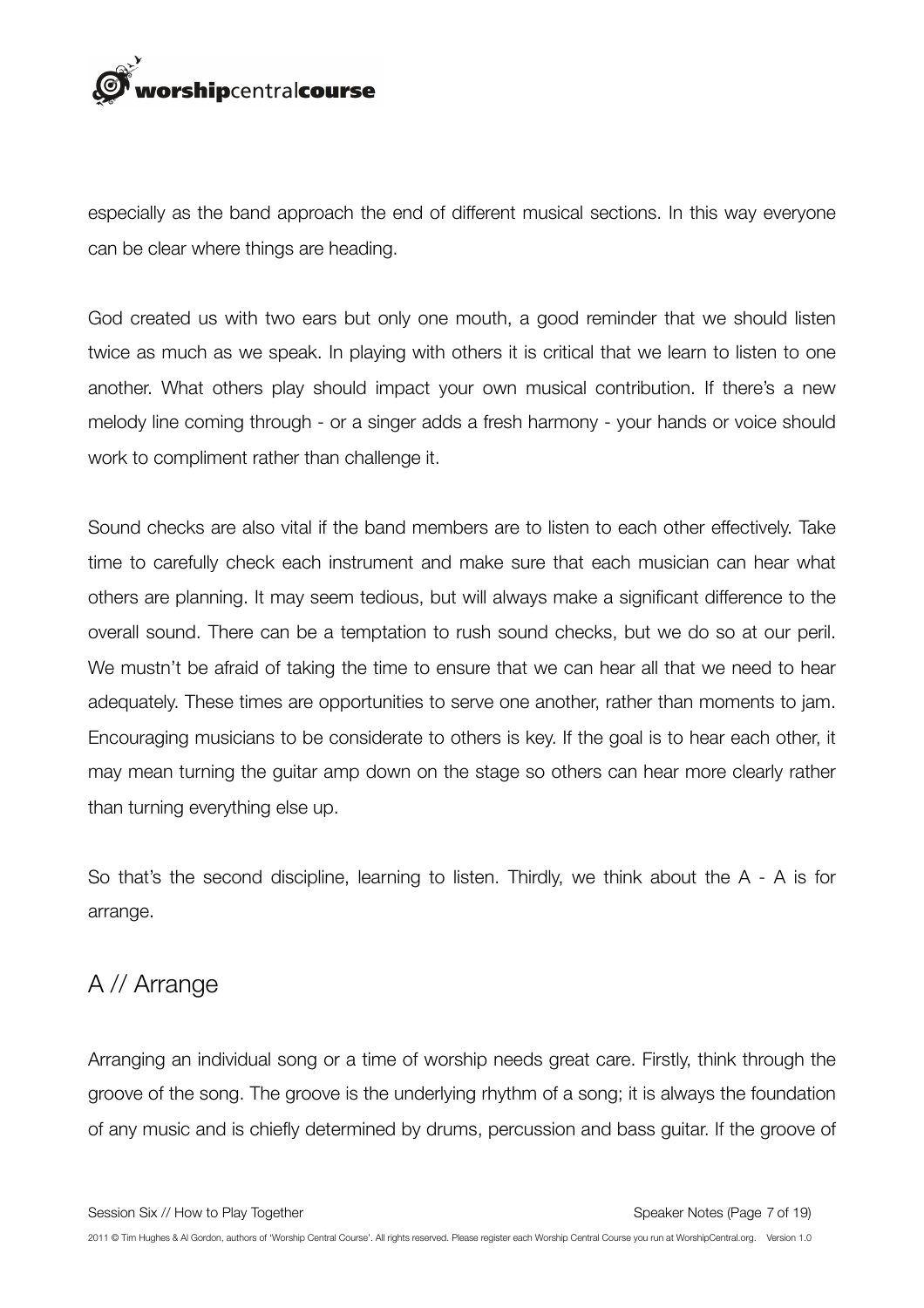especially as the band approach the end of different musical sections. In this way everyone can be clear where things are heading.

God created us with two ears but only one mouth, a good reminder that we should listen twice as much as we speak. In playing with others it is critical that we learn to listen to one another. What others play should impact your own musical contribution. If there's a new melody line coming through - or a singer adds a fresh harmony - your hands or voice should work to compliment rather than challenge it.

Sound checks are also vital if the band members are to listen to each other effectively. Take time to carefully check each instrument and make sure that each musician can hear what others are planning. It may seem tedious, but will always make a significant difference to the overall sound. There can be a temptation to rush sound checks, but we do so at our peril. We mustn't be afraid of taking the time to ensure that we can hear all that we need to hear adequately. These times are opportunities to serve one another, rather than moments to jam. Encouraging musicians to be considerate to others is key. If the goal is to hear each other, it may mean turning the guitar amp down on the stage so others can hear more clearly rather than turning everything else up.

So that's the second discipline, learning to listen. Thirdly, we think about the A - A is for arrange.

## A // Arrange

Arranging an individual song or a time of worship needs great care. Firstly, think through the groove of the song. The groove is the underlying rhythm of a song; it is always the foundation of any music and is chiefly determined by drums, percussion and bass guitar. If the groove of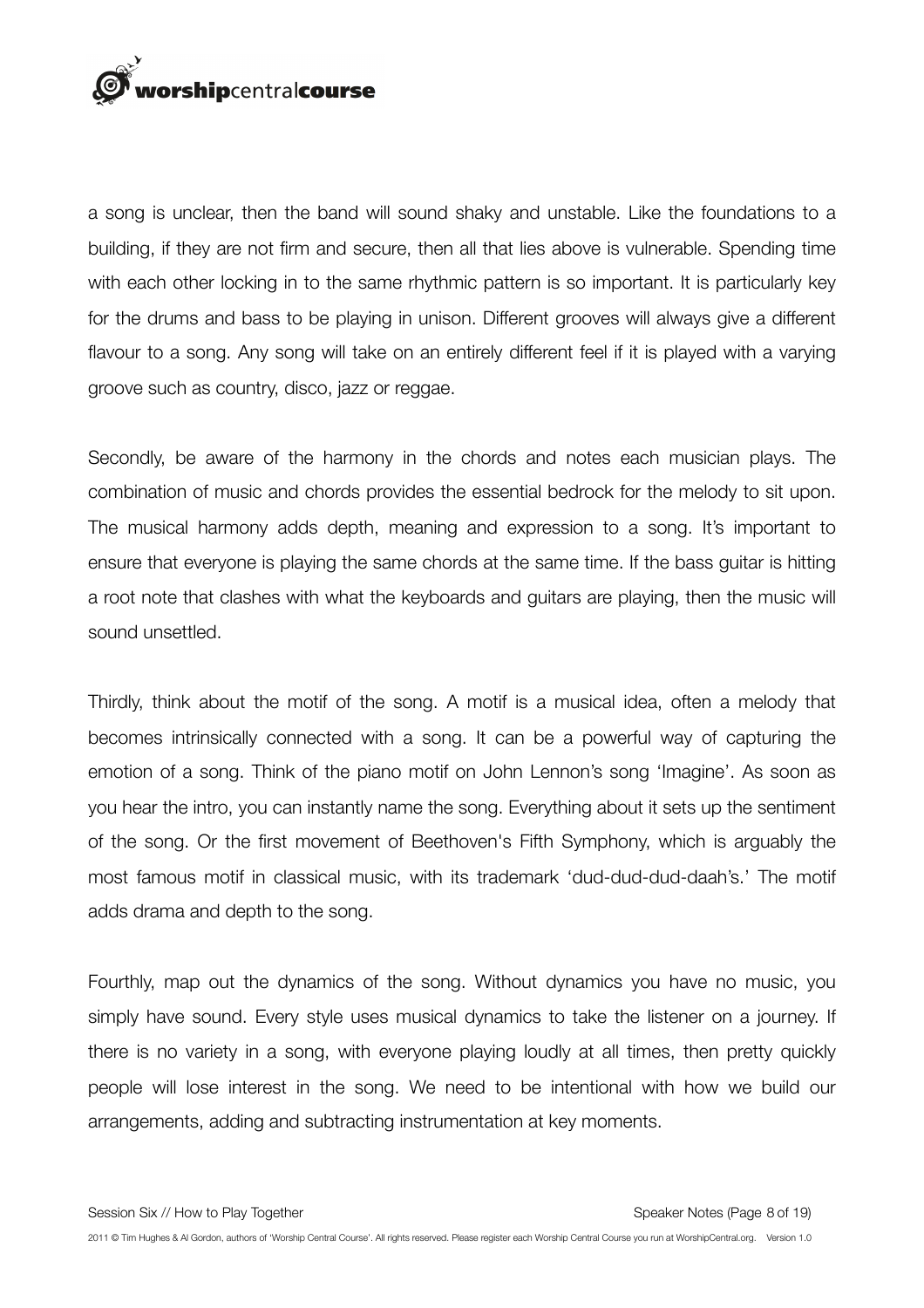a song is unclear, then the band will sound shaky and unstable. Like the foundations to a building, if they are not firm and secure, then all that lies above is vulnerable. Spending time with each other locking in to the same rhythmic pattern is so important. It is particularly key for the drums and bass to be playing in unison. Different grooves will always give a different flavour to a song. Any song will take on an entirely different feel if it is played with a varying groove such as country, disco, jazz or reggae.

Secondly, be aware of the harmony in the chords and notes each musician plays. The combination of music and chords provides the essential bedrock for the melody to sit upon. The musical harmony adds depth, meaning and expression to a song. It's important to ensure that everyone is playing the same chords at the same time. If the bass guitar is hitting a root note that clashes with what the keyboards and guitars are playing, then the music will sound unsettled.

Thirdly, think about the motif of the song. A motif is a musical idea, often a melody that becomes intrinsically connected with a song. It can be a powerful way of capturing the emotion of a song. Think of the piano motif on John Lennon's song 'Imagine'. As soon as you hear the intro, you can instantly name the song. Everything about it sets up the sentiment of the song. Or the first movement of Beethoven's Fifth Symphony, which is arguably the most famous motif in classical music, with its trademark 'dud-dud-dud-daah's.' The motif adds drama and depth to the song.

Fourthly, map out the dynamics of the song. Without dynamics you have no music, you simply have sound. Every style uses musical dynamics to take the listener on a journey. If there is no variety in a song, with everyone playing loudly at all times, then pretty quickly people will lose interest in the song. We need to be intentional with how we build our arrangements, adding and subtracting instrumentation at key moments.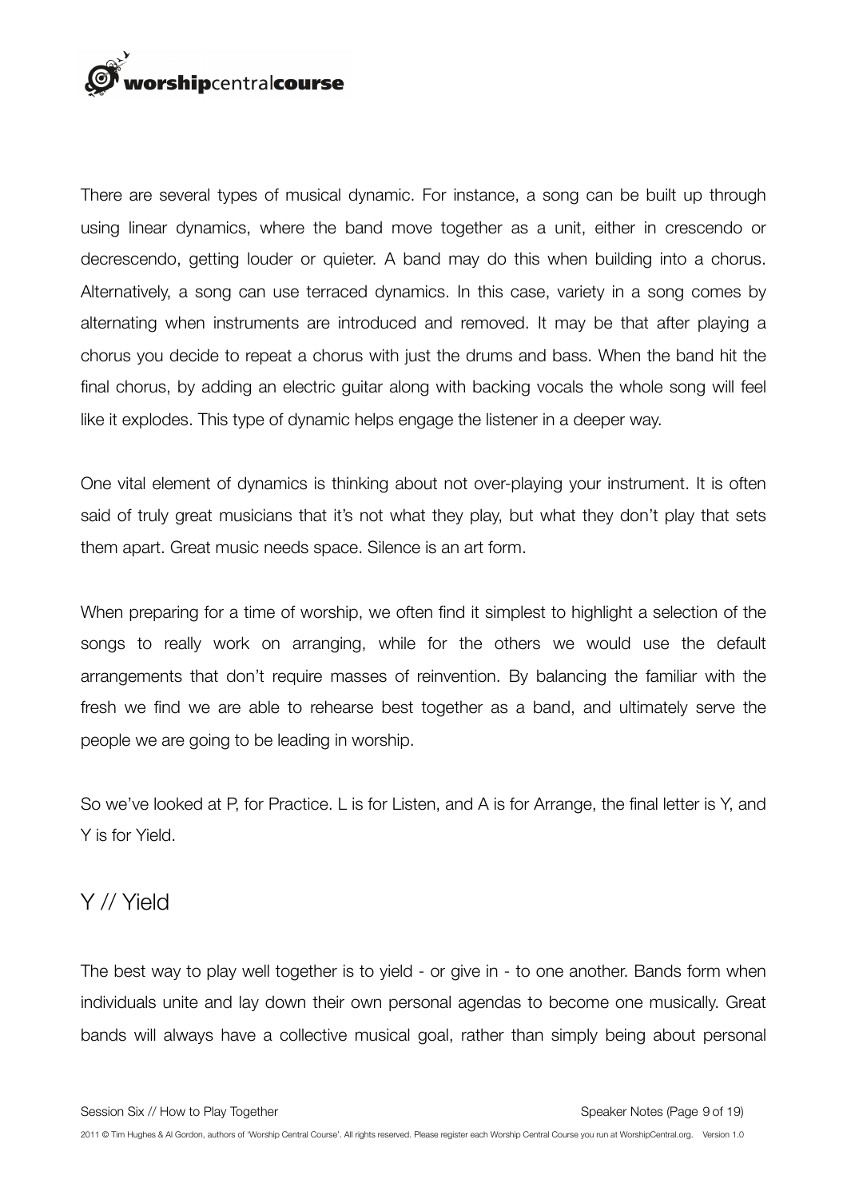There are several types of musical dynamic. For instance, a song can be built up through using linear dynamics, where the band move together as a unit, either in crescendo or decrescendo, getting louder or quieter. A band may do this when building into a chorus. Alternatively, a song can use terraced dynamics. In this case, variety in a song comes by alternating when instruments are introduced and removed. It may be that after playing a chorus you decide to repeat a chorus with just the drums and bass. When the band hit the final chorus, by adding an electric guitar along with backing vocals the whole song will feel like it explodes. This type of dynamic helps engage the listener in a deeper way.

One vital element of dynamics is thinking about not over-playing your instrument. It is often said of truly great musicians that it's not what they play, but what they don't play that sets them apart. Great music needs space. Silence is an art form.

When preparing for a time of worship, we often find it simplest to highlight a selection of the songs to really work on arranging, while for the others we would use the default arrangements that don't require masses of reinvention. By balancing the familiar with the fresh we find we are able to rehearse best together as a band, and ultimately serve the people we are going to be leading in worship.

So we've looked at P, for Practice. L is for Listen, and A is for Arrange, the final letter is Y, and Y is for Yield.

## Y // Yield

The best way to play well together is to yield - or give in - to one another. Bands form when individuals unite and lay down their own personal agendas to become one musically. Great bands will always have a collective musical goal, rather than simply being about personal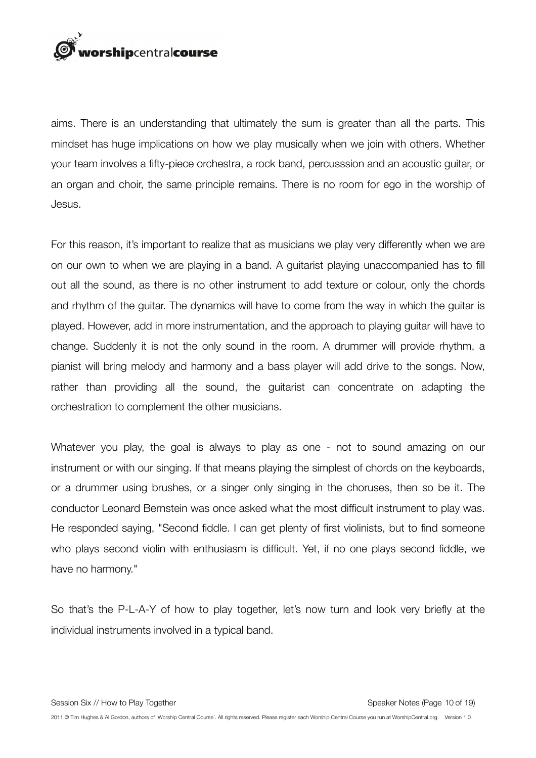aims. There is an understanding that ultimately the sum is greater than all the parts. This mindset has huge implications on how we play musically when we join with others. Whether your team involves a fifty-piece orchestra, a rock band, percusssion and an acoustic guitar, or an organ and choir, the same principle remains. There is no room for ego in the worship of Jesus.

For this reason, it's important to realize that as musicians we play very differently when we are on our own to when we are playing in a band. A guitarist playing unaccompanied has to fill out all the sound, as there is no other instrument to add texture or colour, only the chords and rhythm of the guitar. The dynamics will have to come from the way in which the guitar is played. However, add in more instrumentation, and the approach to playing guitar will have to change. Suddenly it is not the only sound in the room. A drummer will provide rhythm, a pianist will bring melody and harmony and a bass player will add drive to the songs. Now, rather than providing all the sound, the guitarist can concentrate on adapting the orchestration to complement the other musicians.

Whatever you play, the goal is always to play as one - not to sound amazing on our instrument or with our singing. If that means playing the simplest of chords on the keyboards, or a drummer using brushes, or a singer only singing in the choruses, then so be it. The conductor Leonard Bernstein was once asked what the most difficult instrument to play was. He responded saying, "Second fiddle. I can get plenty of first violinists, but to find someone who plays second violin with enthusiasm is difficult. Yet, if no one plays second fiddle, we have no harmony."

So that's the P-L-A-Y of how to play together, let's now turn and look very briefly at the individual instruments involved in a typical band.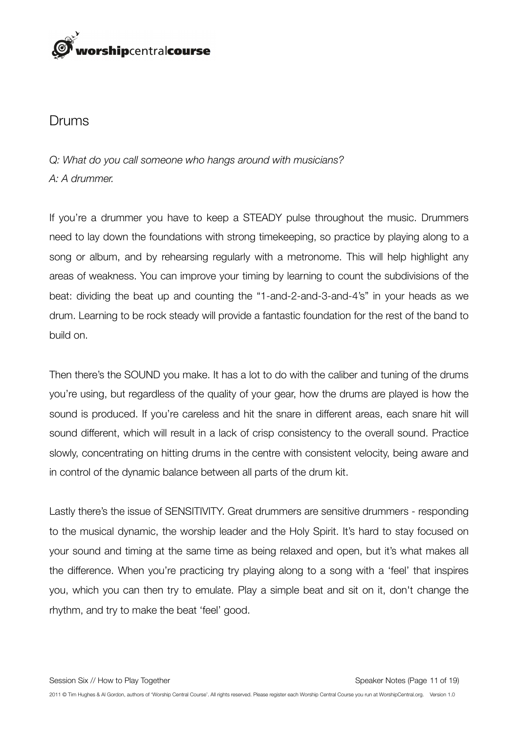# Drums

*Q: What do you call someone who hangs around with musicians?*
*A: A drummer.*

If you're a drummer you have to keep a STEADY pulse throughout the music. Drummers need to lay down the foundations with strong timekeeping, so practice by playing along to a song or album, and by rehearsing regularly with a metronome. This will help highlight any areas of weakness. You can improve your timing by learning to count the subdivisions of the beat: dividing the beat up and counting the "1-and-2-and-3-and-4's" in your heads as we drum. Learning to be rock steady will provide a fantastic foundation for the rest of the band to build on.

Then there's the SOUND you make. It has a lot to do with the caliber and tuning of the drums you're using, but regardless of the quality of your gear, how the drums are played is how the sound is produced. If you're careless and hit the snare in different areas, each snare hit will sound different, which will result in a lack of crisp consistency to the overall sound. Practice slowly, concentrating on hitting drums in the centre with consistent velocity, being aware and in control of the dynamic balance between all parts of the drum kit.

Lastly there's the issue of SENSITIVITY. Great drummers are sensitive drummers - responding to the musical dynamic, the worship leader and the Holy Spirit. It's hard to stay focused on your sound and timing at the same time as being relaxed and open, but it's what makes all the difference. When you're practicing try playing along to a song with a 'feel' that inspires you, which you can then try to emulate. Play a simple beat and sit on it, don't change the rhythm, and try to make the beat 'feel' good.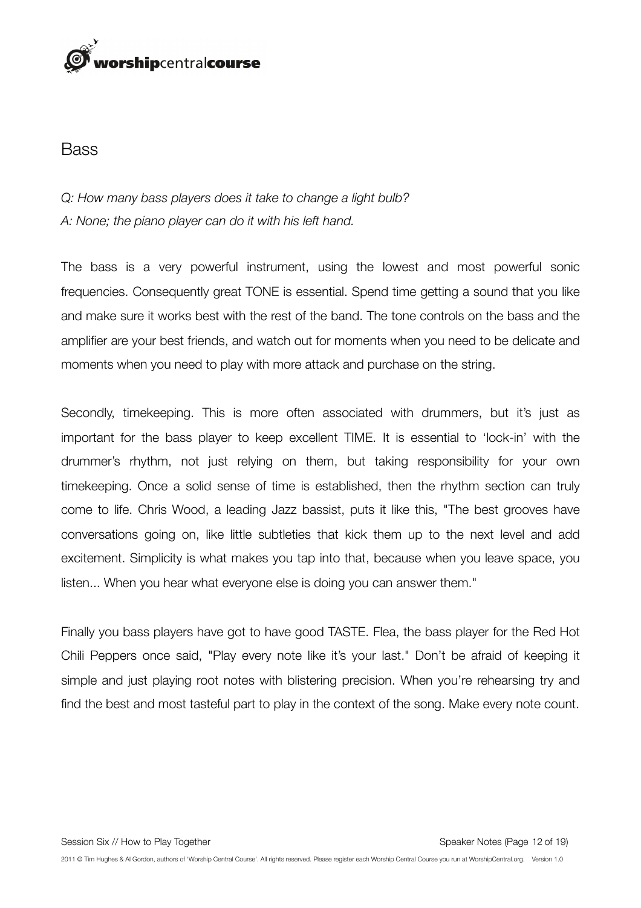# Bass

*Q: How many bass players does it take to change a light bulb?*
*A: None; the piano player can do it with his left hand.*

The bass is a very powerful instrument, using the lowest and most powerful sonic frequencies. Consequently great TONE is essential. Spend time getting a sound that you like and make sure it works best with the rest of the band. The tone controls on the bass and the amplifier are your best friends, and watch out for moments when you need to be delicate and moments when you need to play with more attack and purchase on the string.

Secondly, timekeeping. This is more often associated with drummers, but it's just as important for the bass player to keep excellent TIME. It is essential to 'lock-in' with the drummer's rhythm, not just relying on them, but taking responsibility for your own timekeeping. Once a solid sense of time is established, then the rhythm section can truly come to life. Chris Wood, a leading Jazz bassist, puts it like this, "The best grooves have conversations going on, like little subtleties that kick them up to the next level and add excitement. Simplicity is what makes you tap into that, because when you leave space, you listen... When you hear what everyone else is doing you can answer them."

Finally you bass players have got to have good TASTE. Flea, the bass player for the Red Hot Chili Peppers once said, "Play every note like it's your last." Don't be afraid of keeping it simple and just playing root notes with blistering precision. When you're rehearsing try and find the best and most tasteful part to play in the context of the song. Make every note count.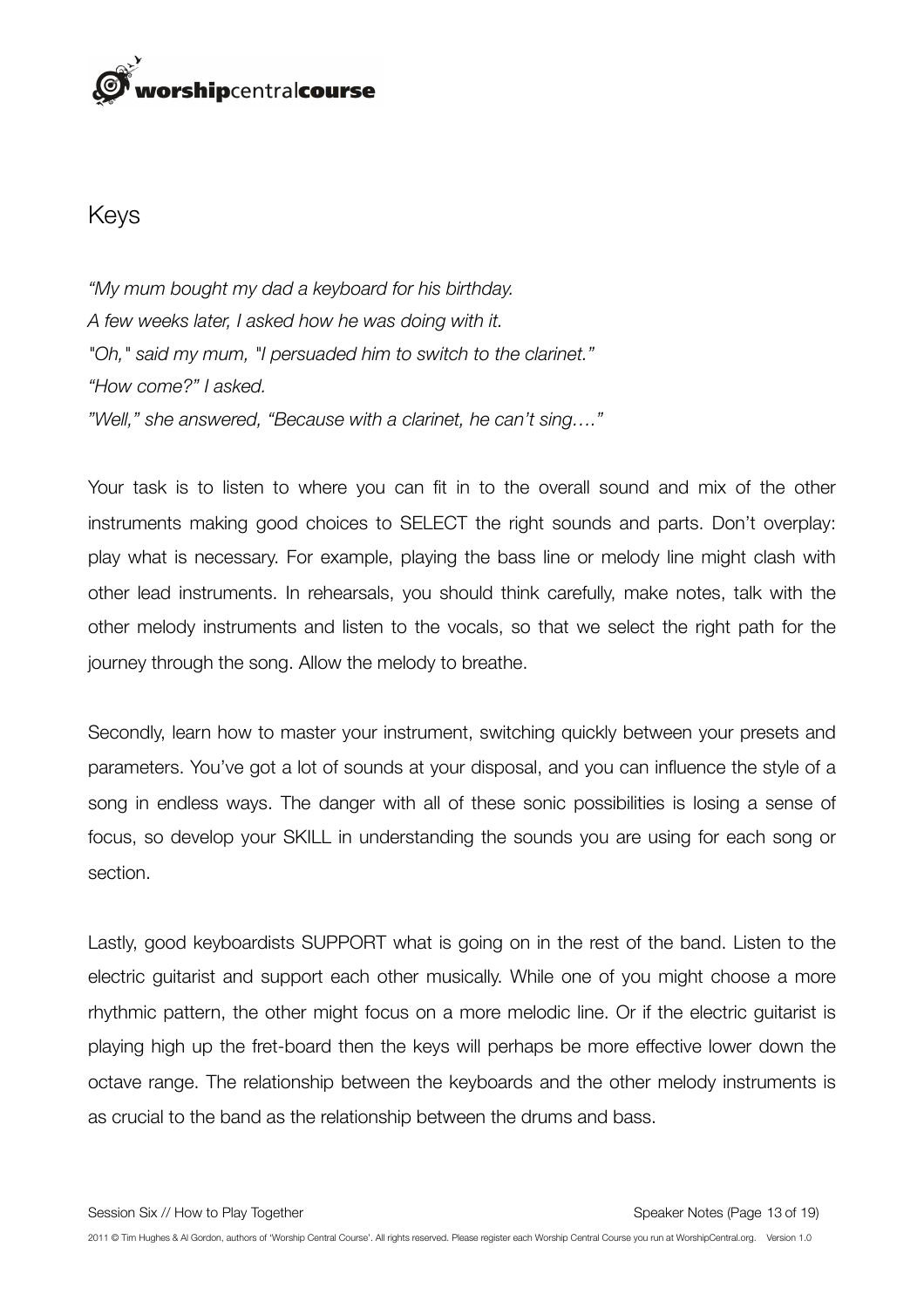# Keys

*"My mum bought my dad a keyboard for his birthday.*
*A few weeks later, I asked how he was doing with it.*
*"Oh," said my mum, "I persuaded him to switch to the clarinet."*
*"How come?" I asked.*
*"Well," she answered, "Because with a clarinet, he can't sing…."*

Your task is to listen to where you can fit in to the overall sound and mix of the other instruments making good choices to SELECT the right sounds and parts. Don't overplay: play what is necessary. For example, playing the bass line or melody line might clash with other lead instruments. In rehearsals, you should think carefully, make notes, talk with the other melody instruments and listen to the vocals, so that we select the right path for the journey through the song. Allow the melody to breathe.

Secondly, learn how to master your instrument, switching quickly between your presets and parameters. You've got a lot of sounds at your disposal, and you can influence the style of a song in endless ways. The danger with all of these sonic possibilities is losing a sense of focus, so develop your SKILL in understanding the sounds you are using for each song or section.

Lastly, good keyboardists SUPPORT what is going on in the rest of the band. Listen to the electric guitarist and support each other musically. While one of you might choose a more rhythmic pattern, the other might focus on a more melodic line. Or if the electric guitarist is playing high up the fret-board then the keys will perhaps be more effective lower down the octave range. The relationship between the keyboards and the other melody instruments is as crucial to the band as the relationship between the drums and bass.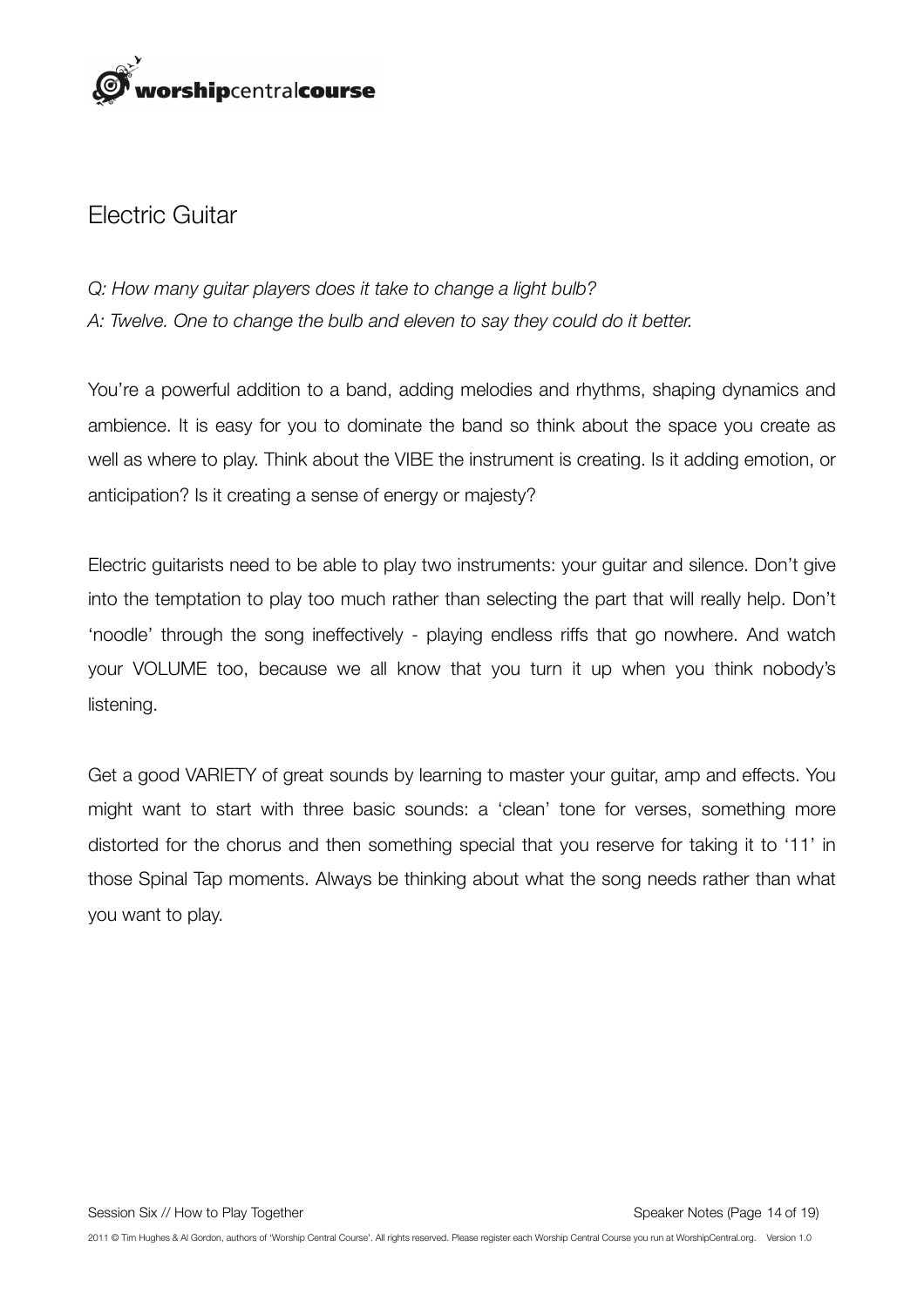## Electric Guitar

*Q: How many guitar players does it take to change a light bulb?*
*A: Twelve. One to change the bulb and eleven to say they could do it better.*

You're a powerful addition to a band, adding melodies and rhythms, shaping dynamics and ambience. It is easy for you to dominate the band so think about the space you create as well as where to play. Think about the VIBE the instrument is creating. Is it adding emotion, or anticipation? Is it creating a sense of energy or majesty?

Electric guitarists need to be able to play two instruments: your guitar and silence. Don't give into the temptation to play too much rather than selecting the part that will really help. Don't 'noodle' through the song ineffectively - playing endless riffs that go nowhere. And watch your VOLUME too, because we all know that you turn it up when you think nobody's listening.

Get a good VARIETY of great sounds by learning to master your guitar, amp and effects. You might want to start with three basic sounds: a 'clean' tone for verses, something more distorted for the chorus and then something special that you reserve for taking it to '11' in those Spinal Tap moments. Always be thinking about what the song needs rather than what you want to play.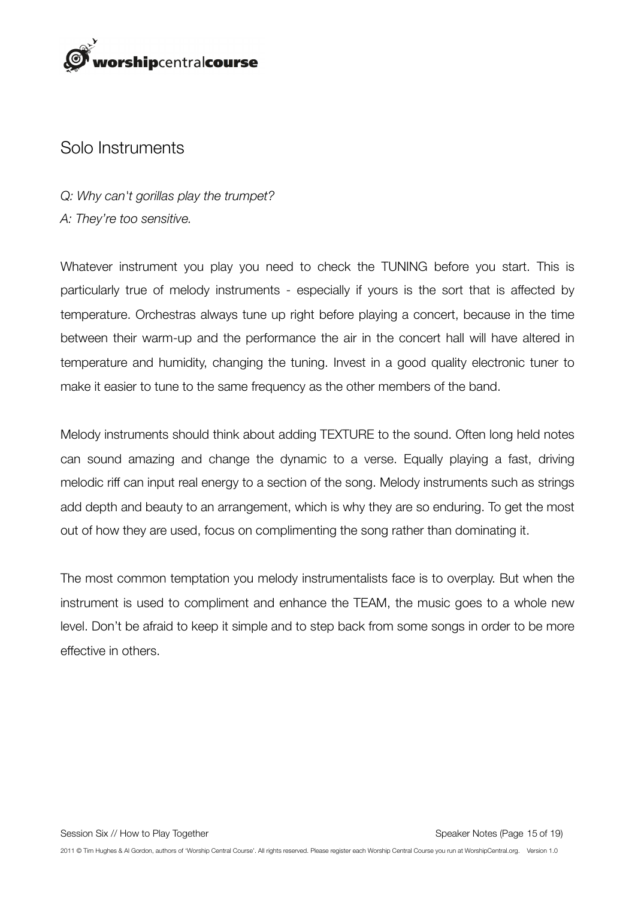## Solo Instruments

*Q: Why can't gorillas play the trumpet?*
*A: They're too sensitive.*

Whatever instrument you play you need to check the TUNING before you start. This is particularly true of melody instruments - especially if yours is the sort that is affected by temperature. Orchestras always tune up right before playing a concert, because in the time between their warm-up and the performance the air in the concert hall will have altered in temperature and humidity, changing the tuning. Invest in a good quality electronic tuner to make it easier to tune to the same frequency as the other members of the band.

Melody instruments should think about adding TEXTURE to the sound. Often long held notes can sound amazing and change the dynamic to a verse. Equally playing a fast, driving melodic riff can input real energy to a section of the song. Melody instruments such as strings add depth and beauty to an arrangement, which is why they are so enduring. To get the most out of how they are used, focus on complimenting the song rather than dominating it.

The most common temptation you melody instrumentalists face is to overplay. But when the instrument is used to compliment and enhance the TEAM, the music goes to a whole new level. Don't be afraid to keep it simple and to step back from some songs in order to be more effective in others.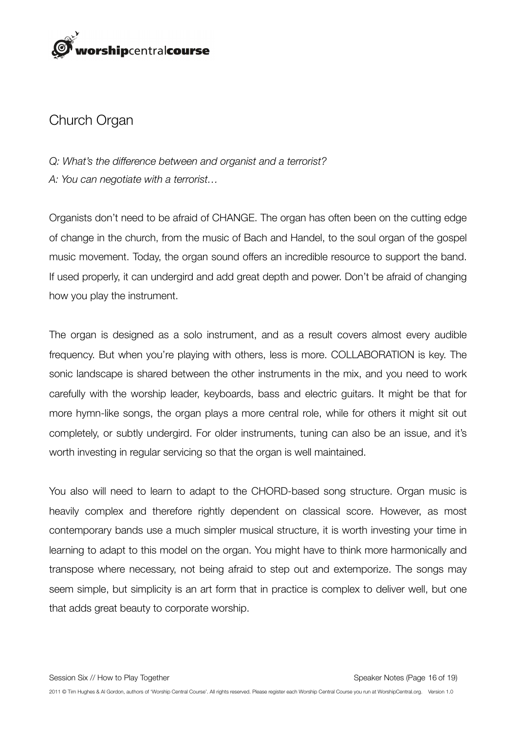## Church Organ

*Q: What's the difference between and organist and a terrorist?*
*A: You can negotiate with a terrorist…*

Organists don't need to be afraid of CHANGE. The organ has often been on the cutting edge of change in the church, from the music of Bach and Handel, to the soul organ of the gospel music movement. Today, the organ sound offers an incredible resource to support the band. If used properly, it can undergird and add great depth and power. Don't be afraid of changing how you play the instrument.

The organ is designed as a solo instrument, and as a result covers almost every audible frequency. But when you're playing with others, less is more. COLLABORATION is key. The sonic landscape is shared between the other instruments in the mix, and you need to work carefully with the worship leader, keyboards, bass and electric guitars. It might be that for more hymn-like songs, the organ plays a more central role, while for others it might sit out completely, or subtly undergird. For older instruments, tuning can also be an issue, and it's worth investing in regular servicing so that the organ is well maintained.

You also will need to learn to adapt to the CHORD-based song structure. Organ music is heavily complex and therefore rightly dependent on classical score. However, as most contemporary bands use a much simpler musical structure, it is worth investing your time in learning to adapt to this model on the organ. You might have to think more harmonically and transpose where necessary, not being afraid to step out and extemporize. The songs may seem simple, but simplicity is an art form that in practice is complex to deliver well, but one that adds great beauty to corporate worship.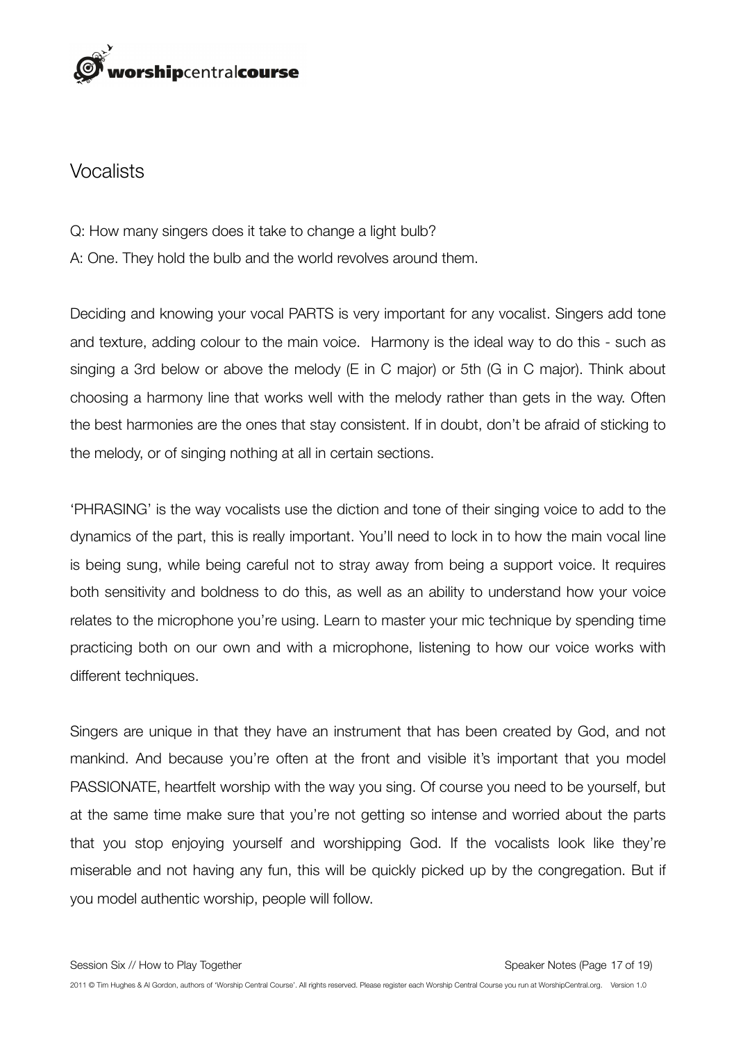## Vocalists

Q: How many singers does it take to change a light bulb?
A: One. They hold the bulb and the world revolves around them.

Deciding and knowing your vocal PARTS is very important for any vocalist. Singers add tone and texture, adding colour to the main voice. Harmony is the ideal way to do this - such as singing a 3rd below or above the melody (E in C major) or 5th (G in C major). Think about choosing a harmony line that works well with the melody rather than gets in the way. Often the best harmonies are the ones that stay consistent. If in doubt, don't be afraid of sticking to the melody, or of singing nothing at all in certain sections.

'PHRASING' is the way vocalists use the diction and tone of their singing voice to add to the dynamics of the part, this is really important. You'll need to lock in to how the main vocal line is being sung, while being careful not to stray away from being a support voice. It requires both sensitivity and boldness to do this, as well as an ability to understand how your voice relates to the microphone you're using. Learn to master your mic technique by spending time practicing both on our own and with a microphone, listening to how our voice works with different techniques.

Singers are unique in that they have an instrument that has been created by God, and not mankind. And because you're often at the front and visible it's important that you model PASSIONATE, heartfelt worship with the way you sing. Of course you need to be yourself, but at the same time make sure that you're not getting so intense and worried about the parts that you stop enjoying yourself and worshipping God. If the vocalists look like they're miserable and not having any fun, this will be quickly picked up by the congregation. But if you model authentic worship, people will follow.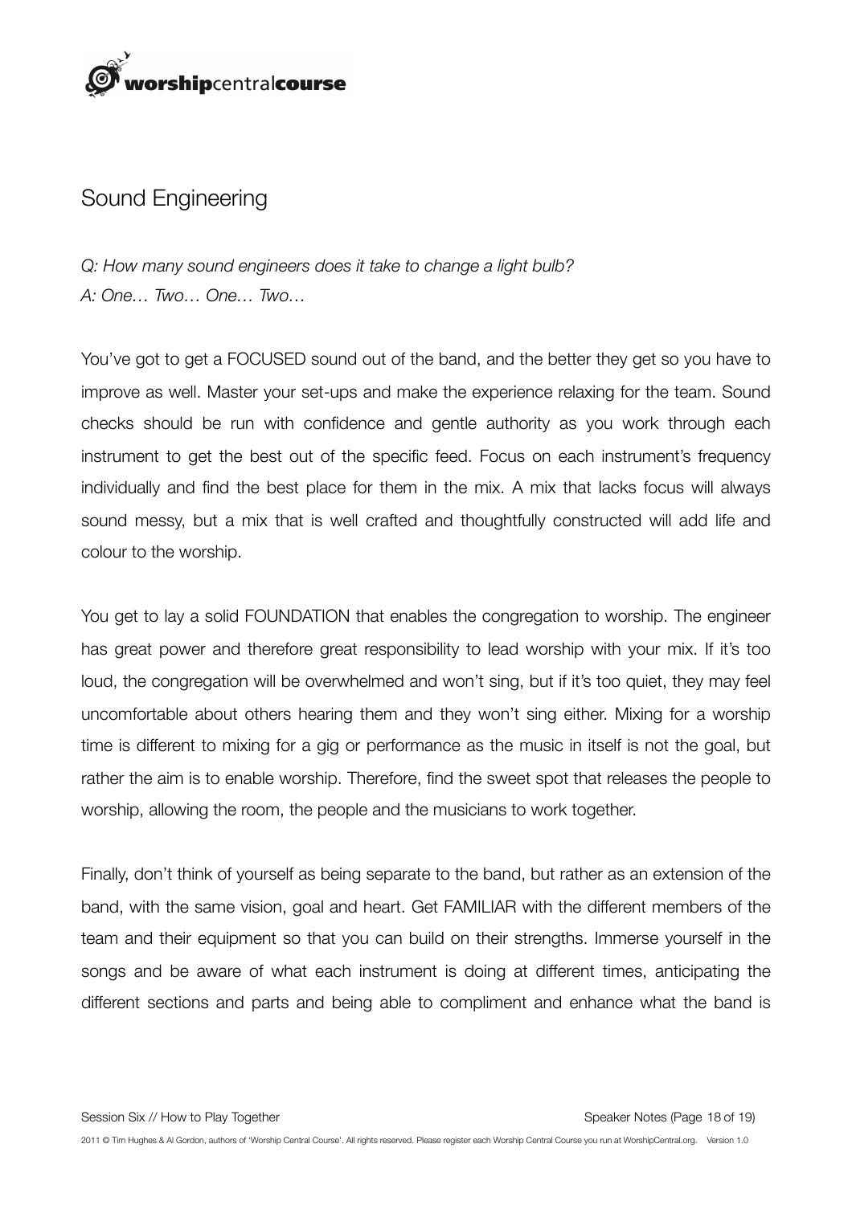## Sound Engineering

*Q: How many sound engineers does it take to change a light bulb?*
*A: One… Two… One… Two…*

You've got to get a FOCUSED sound out of the band, and the better they get so you have to improve as well. Master your set-ups and make the experience relaxing for the team. Sound checks should be run with confidence and gentle authority as you work through each instrument to get the best out of the specific feed. Focus on each instrument's frequency individually and find the best place for them in the mix. A mix that lacks focus will always sound messy, but a mix that is well crafted and thoughtfully constructed will add life and colour to the worship.

You get to lay a solid FOUNDATION that enables the congregation to worship. The engineer has great power and therefore great responsibility to lead worship with your mix. If it's too loud, the congregation will be overwhelmed and won't sing, but if it's too quiet, they may feel uncomfortable about others hearing them and they won't sing either. Mixing for a worship time is different to mixing for a gig or performance as the music in itself is not the goal, but rather the aim is to enable worship. Therefore, find the sweet spot that releases the people to worship, allowing the room, the people and the musicians to work together.

Finally, don't think of yourself as being separate to the band, but rather as an extension of the band, with the same vision, goal and heart. Get FAMILIAR with the different members of the team and their equipment so that you can build on their strengths. Immerse yourself in the songs and be aware of what each instrument is doing at different times, anticipating the different sections and parts and being able to compliment and enhance what the band is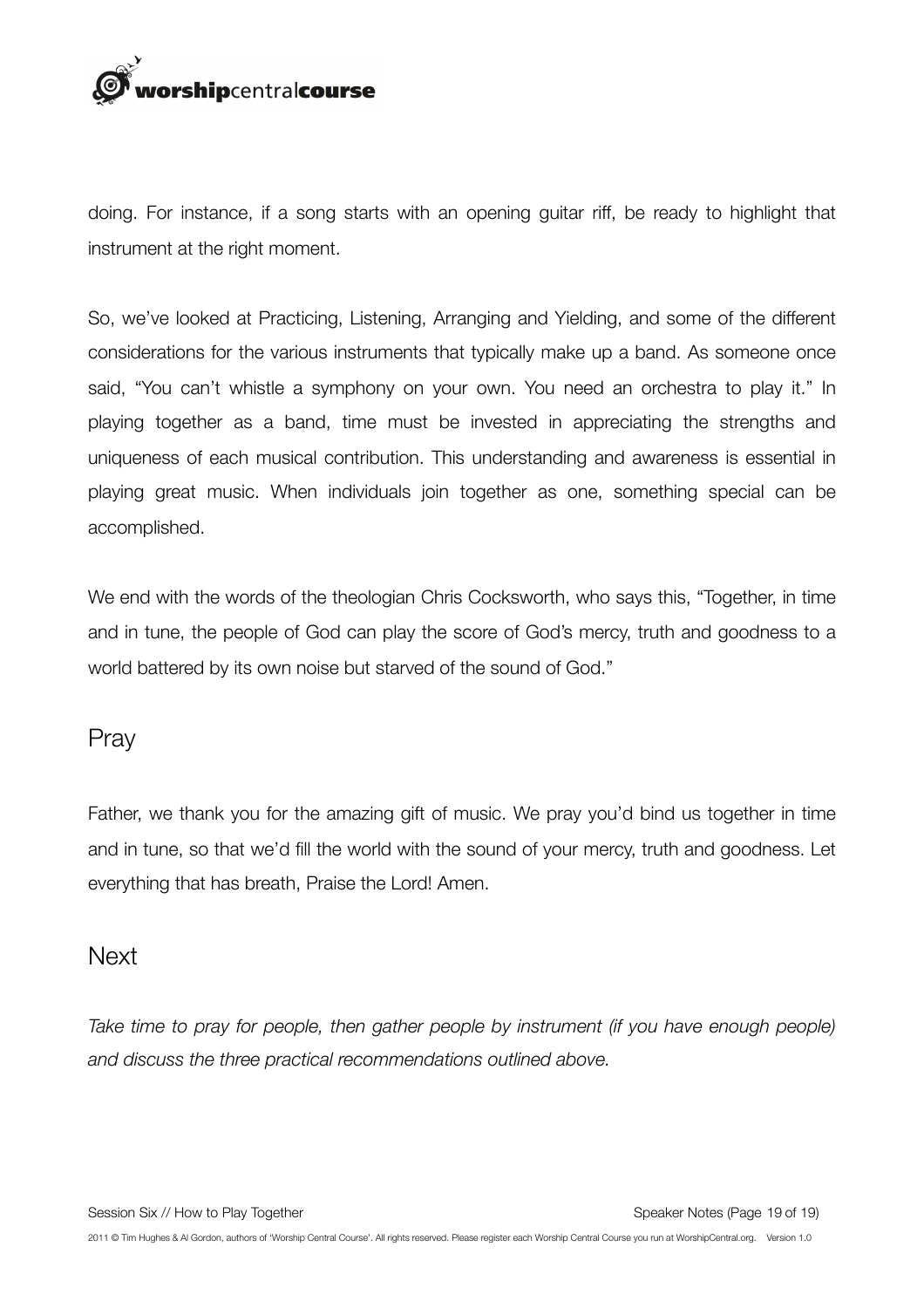doing. For instance, if a song starts with an opening guitar riff, be ready to highlight that instrument at the right moment.

So, we've looked at Practicing, Listening, Arranging and Yielding, and some of the different considerations for the various instruments that typically make up a band. As someone once said, "You can't whistle a symphony on your own. You need an orchestra to play it." In playing together as a band, time must be invested in appreciating the strengths and uniqueness of each musical contribution. This understanding and awareness is essential in playing great music. When individuals join together as one, something special can be accomplished.

We end with the words of the theologian Chris Cocksworth, who says this, "Together, in time and in tune, the people of God can play the score of God's mercy, truth and goodness to a world battered by its own noise but starved of the sound of God."

## Pray

Father, we thank you for the amazing gift of music. We pray you'd bind us together in time and in tune, so that we'd fill the world with the sound of your mercy, truth and goodness. Let everything that has breath, Praise the Lord! Amen.

## Next

*Take time to pray for people, then gather people by instrument (if you have enough people) and discuss the three practical recommendations outlined above.*